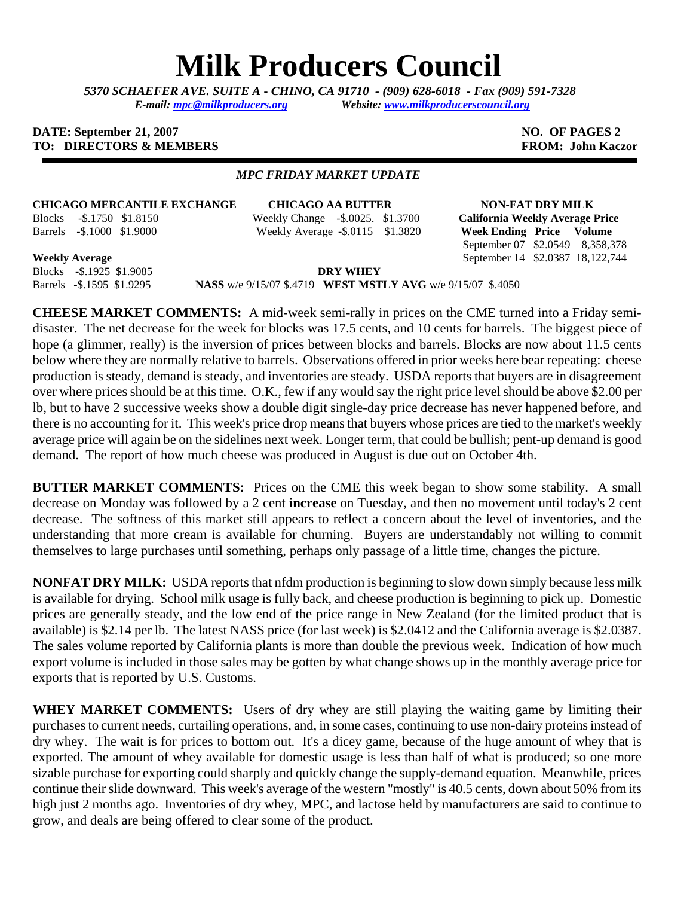# Milk Producers Council

*5370 SCHAEFER AVE. SUITE A - CHINO, CA 91710 - (909) 628-6018 - Fax (909) 591-7328*
*E-mail: mpc@milkproducers.org Website: www.milkproducerscouncil.org*

**DATE: September 21, 2007** **NO. OF PAGES 2**
**TO: DIRECTORS & MEMBERS** **FROM: John Kaczor**

***MPC FRIDAY MARKET UPDATE***

**CHICAGO MERCANTILE EXCHANGE**

| | Change | Price |
|---|---|---|
| Blocks | -$.1750 | $1.8150 |
| Barrels | -$.1000 | $1.9000 |

**Weekly Average**

| | Change | Price |
|---|---|---|
| Blocks | -$.1925 | $1.9085 |
| Barrels | -$.1595 | $1.9295 |

**CHICAGO AA BUTTER**

| | Change | Price |
|---|---|---|
| Weekly Change | -$.0025. | $1.3700 |
| Weekly Average | -$.0115 | $1.3820 |

**NON-FAT DRY MILK**

**California Weekly Average Price**

| Week Ending | Price | Volume |
|---|---|---|
| September 07 | $2.0549 | 8,358,378 |
| September 14 | $2.0387 | 18,122,744 |

**DRY WHEY**

**NASS** w/e 9/15/07 $.4719 **WEST MSTLY AVG** w/e 9/15/07 $.4050

**CHEESE MARKET COMMENTS:** A mid-week semi-rally in prices on the CME turned into a Friday semi-disaster. The net decrease for the week for blocks was 17.5 cents, and 10 cents for barrels. The biggest piece of hope (a glimmer, really) is the inversion of prices between blocks and barrels. Blocks are now about 11.5 cents below where they are normally relative to barrels. Observations offered in prior weeks here bear repeating: cheese production is steady, demand is steady, and inventories are steady. USDA reports that buyers are in disagreement over where prices should be at this time. O.K., few if any would say the right price level should be above $2.00 per lb, but to have 2 successive weeks show a double digit single-day price decrease has never happened before, and there is no accounting for it. This week's price drop means that buyers whose prices are tied to the market's weekly average price will again be on the sidelines next week. Longer term, that could be bullish; pent-up demand is good demand. The report of how much cheese was produced in August is due out on October 4th.

**BUTTER MARKET COMMENTS:** Prices on the CME this week began to show some stability. A small decrease on Monday was followed by a 2 cent **increase** on Tuesday, and then no movement until today's 2 cent decrease. The softness of this market still appears to reflect a concern about the level of inventories, and the understanding that more cream is available for churning. Buyers are understandably not willing to commit themselves to large purchases until something, perhaps only passage of a little time, changes the picture.

**NONFAT DRY MILK:** USDA reports that nfdm production is beginning to slow down simply because less milk is available for drying. School milk usage is fully back, and cheese production is beginning to pick up. Domestic prices are generally steady, and the low end of the price range in New Zealand (for the limited product that is available) is $2.14 per lb. The latest NASS price (for last week) is $2.0412 and the California average is $2.0387. The sales volume reported by California plants is more than double the previous week. Indication of how much export volume is included in those sales may be gotten by what change shows up in the monthly average price for exports that is reported by U.S. Customs.

**WHEY MARKET COMMENTS:** Users of dry whey are still playing the waiting game by limiting their purchases to current needs, curtailing operations, and, in some cases, continuing to use non-dairy proteins instead of dry whey. The wait is for prices to bottom out. It's a dicey game, because of the huge amount of whey that is exported. The amount of whey available for domestic usage is less than half of what is produced; so one more sizable purchase for exporting could sharply and quickly change the supply-demand equation. Meanwhile, prices continue their slide downward. This week's average of the western "mostly" is 40.5 cents, down about 50% from its high just 2 months ago. Inventories of dry whey, MPC, and lactose held by manufacturers are said to continue to grow, and deals are being offered to clear some of the product.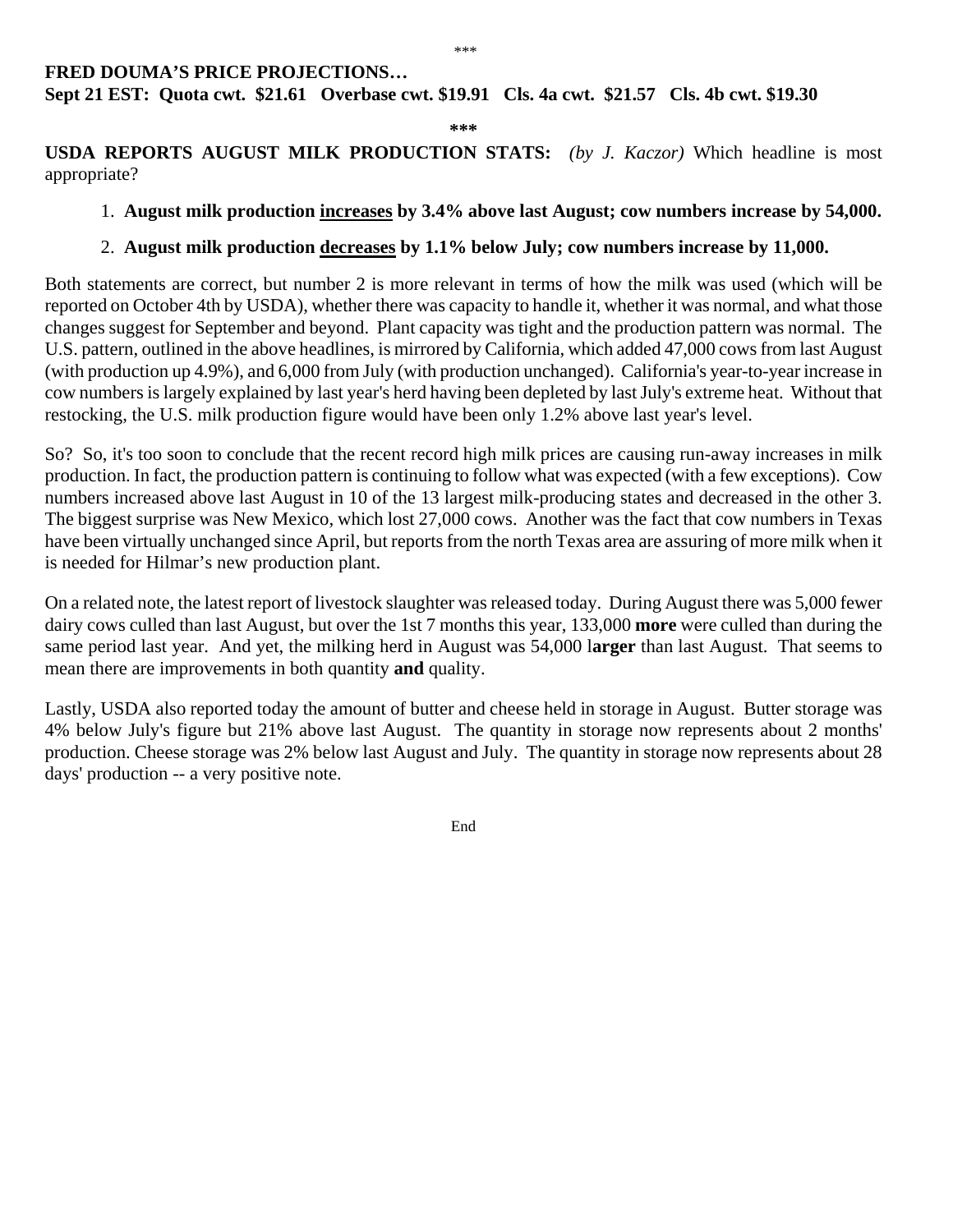\*\*\*

**FRED DOUMA'S PRICE PROJECTIONS…**
**Sept 21 EST: Quota cwt. $21.61 Overbase cwt. $19.91 Cls. 4a cwt. $21.57 Cls. 4b cwt. $19.30**

**\*\*\***

**USDA REPORTS AUGUST MILK PRODUCTION STATS:** *(by J. Kaczor)* Which headline is most appropriate?

1. **August milk production <u>increases</u> by 3.4% above last August; cow numbers increase by 54,000.**
2. **August milk production <u>decreases</u> by 1.1% below July; cow numbers increase by 11,000.**

Both statements are correct, but number 2 is more relevant in terms of how the milk was used (which will be reported on October 4th by USDA), whether there was capacity to handle it, whether it was normal, and what those changes suggest for September and beyond. Plant capacity was tight and the production pattern was normal. The U.S. pattern, outlined in the above headlines, is mirrored by California, which added 47,000 cows from last August (with production up 4.9%), and 6,000 from July (with production unchanged). California's year-to-year increase in cow numbers is largely explained by last year's herd having been depleted by last July's extreme heat. Without that restocking, the U.S. milk production figure would have been only 1.2% above last year's level.

So? So, it's too soon to conclude that the recent record high milk prices are causing run-away increases in milk production. In fact, the production pattern is continuing to follow what was expected (with a few exceptions). Cow numbers increased above last August in 10 of the 13 largest milk-producing states and decreased in the other 3. The biggest surprise was New Mexico, which lost 27,000 cows. Another was the fact that cow numbers in Texas have been virtually unchanged since April, but reports from the north Texas area are assuring of more milk when it is needed for Hilmar's new production plant.

On a related note, the latest report of livestock slaughter was released today. During August there was 5,000 fewer dairy cows culled than last August, but over the 1st 7 months this year, 133,000 **more** were culled than during the same period last year. And yet, the milking herd in August was 54,000 l**arger** than last August. That seems to mean there are improvements in both quantity **and** quality.

Lastly, USDA also reported today the amount of butter and cheese held in storage in August. Butter storage was 4% below July's figure but 21% above last August. The quantity in storage now represents about 2 months' production. Cheese storage was 2% below last August and July. The quantity in storage now represents about 28 days' production -- a very positive note.

End